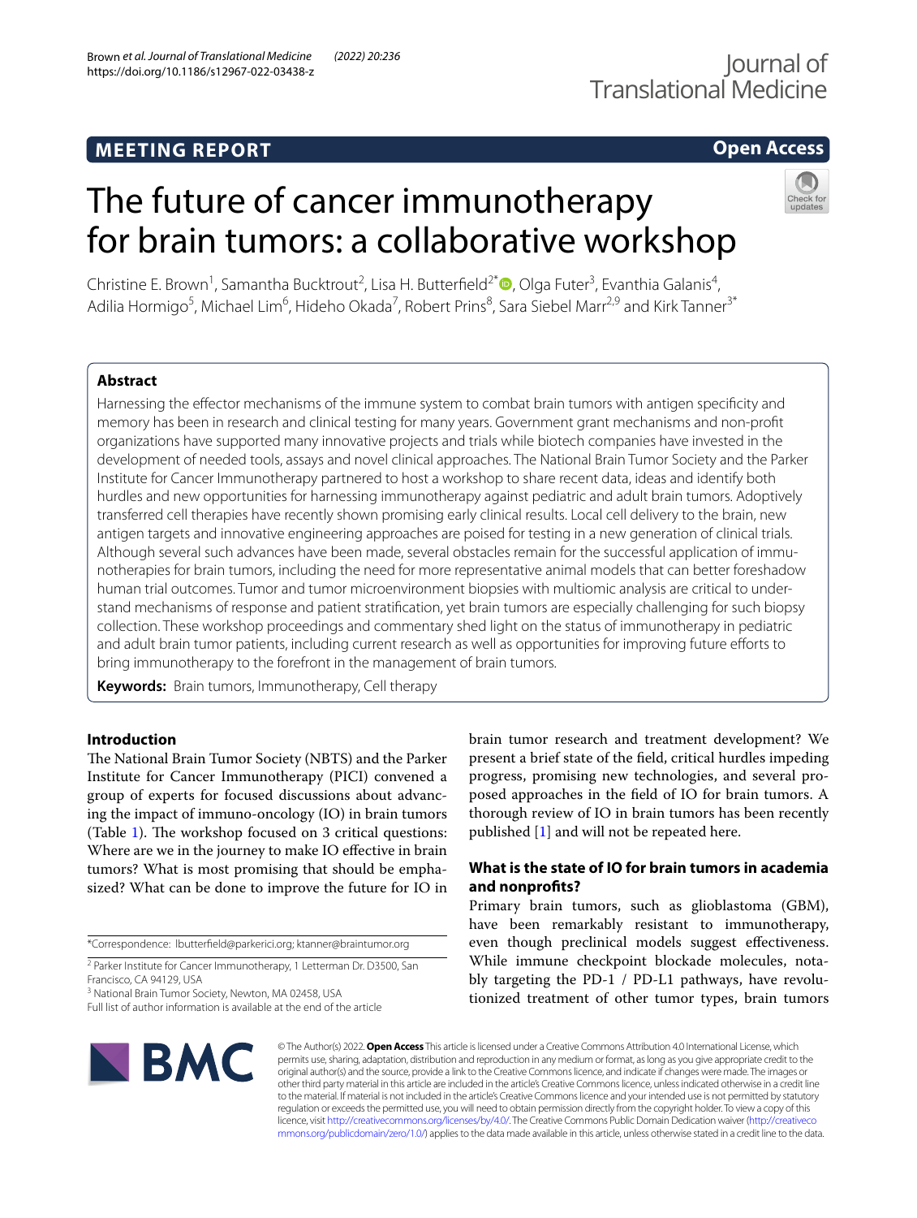MEETING REPORT

Open Access

# The future of cancer immunotherapy for brain tumors: a collaborative workshop

Christine E. Brown[1], Samantha Bucktrout[2], Lisa H. Butterfield[2*], Olga Futer[3], Evanthia Galanis[4], Adilia Hormigo[5], Michael Lim[6], Hideho Okada[7], Robert Prins[8], Sara Siebel Marr[2,9] and Kirk Tanner[3*]

## Abstract

Harnessing the effector mechanisms of the immune system to combat brain tumors with antigen specificity and memory has been in research and clinical testing for many years. Government grant mechanisms and non-profit organizations have supported many innovative projects and trials while biotech companies have invested in the development of needed tools, assays and novel clinical approaches. The National Brain Tumor Society and the Parker Institute for Cancer Immunotherapy partnered to host a workshop to share recent data, ideas and identify both hurdles and new opportunities for harnessing immunotherapy against pediatric and adult brain tumors. Adoptively transferred cell therapies have recently shown promising early clinical results. Local cell delivery to the brain, new antigen targets and innovative engineering approaches are poised for testing in a new generation of clinical trials. Although several such advances have been made, several obstacles remain for the successful application of immunotherapies for brain tumors, including the need for more representative animal models that can better foreshadow human trial outcomes. Tumor and tumor microenvironment biopsies with multiomic analysis are critical to understand mechanisms of response and patient stratification, yet brain tumors are especially challenging for such biopsy collection. These workshop proceedings and commentary shed light on the status of immunotherapy in pediatric and adult brain tumor patients, including current research as well as opportunities for improving future efforts to bring immunotherapy to the forefront in the management of brain tumors.

**Keywords:** Brain tumors, Immunotherapy, Cell therapy

## Introduction

The National Brain Tumor Society (NBTS) and the Parker Institute for Cancer Immunotherapy (PICI) convened a group of experts for focused discussions about advancing the impact of immuno-oncology (IO) in brain tumors (Table 1). The workshop focused on 3 critical questions: Where are we in the journey to make IO effective in brain tumors? What is most promising that should be emphasized? What can be done to improve the future for IO in brain tumor research and treatment development? We present a brief state of the field, critical hurdles impeding progress, promising new technologies, and several proposed approaches in the field of IO for brain tumors. A thorough review of IO in brain tumors has been recently published [1] and will not be repeated here.

## What is the state of IO for brain tumors in academia and nonprofits?

Primary brain tumors, such as glioblastoma (GBM), have been remarkably resistant to immunotherapy, even though preclinical models suggest effectiveness. While immune checkpoint blockade molecules, notably targeting the PD-1 / PD-L1 pathways, have revolutionized treatment of other tumor types, brain tumors

*Correspondence: lbutterfield@parkerici.org; ktanner@braintumor.org

[2] Parker Institute for Cancer Immunotherapy, 1 Letterman Dr. D3500, San Francisco, CA 94129, USA

[3] National Brain Tumor Society, Newton, MA 02458, USA

Full list of author information is available at the end of the article

© The Author(s) 2022. **Open Access** This article is licensed under a Creative Commons Attribution 4.0 International License, which permits use, sharing, adaptation, distribution and reproduction in any medium or format, as long as you give appropriate credit to the original author(s) and the source, provide a link to the Creative Commons licence, and indicate if changes were made. The images or other third party material in this article are included in the article's Creative Commons licence, unless indicated otherwise in a credit line to the material. If material is not included in the article's Creative Commons licence and your intended use is not permitted by statutory regulation or exceeds the permitted use, you will need to obtain permission directly from the copyright holder. To view a copy of this licence, visit http://creativecommons.org/licenses/by/4.0/. The Creative Commons Public Domain Dedication waiver (http://creativecommons.org/publicdomain/zero/1.0/) applies to the data made available in this article, unless otherwise stated in a credit line to the data.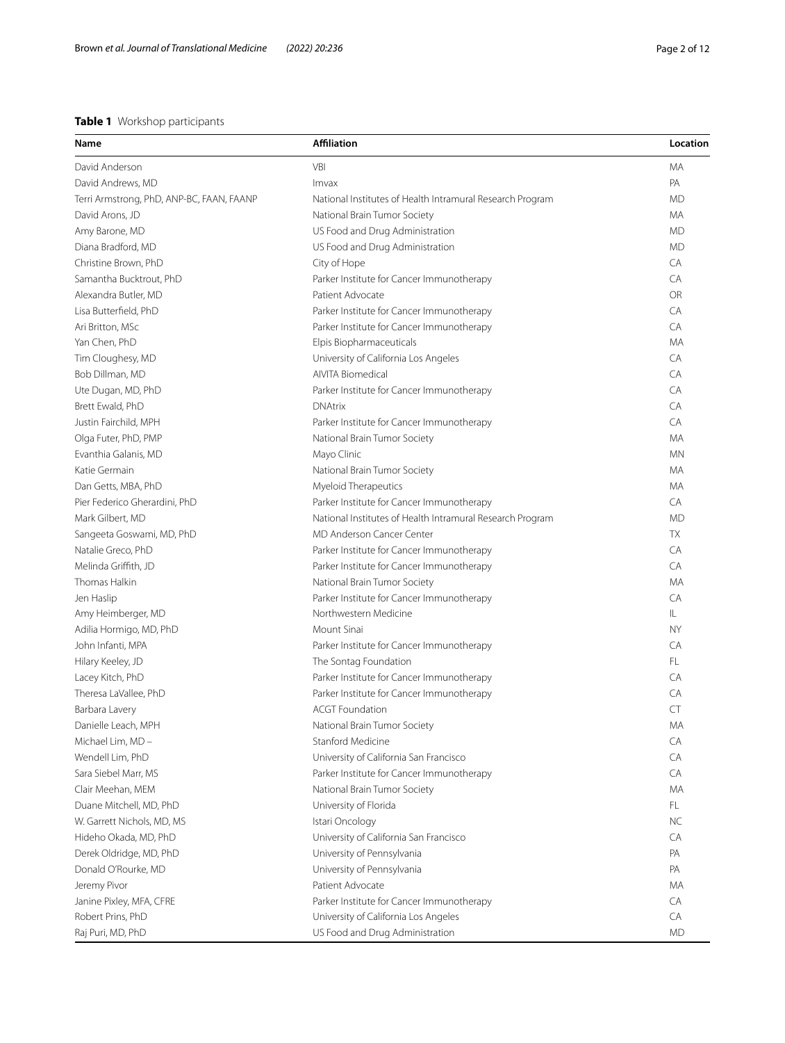**Table 1** Workshop participants

| Name | Affiliation | Location |
|---|---|---|
| David Anderson | VBI | MA |
| David Andrews, MD | Imvax | PA |
| Terri Armstrong, PhD, ANP-BC, FAAN, FAANP | National Institutes of Health Intramural Research Program | MD |
| David Arons, JD | National Brain Tumor Society | MA |
| Amy Barone, MD | US Food and Drug Administration | MD |
| Diana Bradford, MD | US Food and Drug Administration | MD |
| Christine Brown, PhD | City of Hope | CA |
| Samantha Bucktrout, PhD | Parker Institute for Cancer Immunotherapy | CA |
| Alexandra Butler, MD | Patient Advocate | OR |
| Lisa Butterfield, PhD | Parker Institute for Cancer Immunotherapy | CA |
| Ari Britton, MSc | Parker Institute for Cancer Immunotherapy | CA |
| Yan Chen, PhD | Elpis Biopharmaceuticals | MA |
| Tim Cloughesy, MD | University of California Los Angeles | CA |
| Bob Dillman, MD | AIVITA Biomedical | CA |
| Ute Dugan, MD, PhD | Parker Institute for Cancer Immunotherapy | CA |
| Brett Ewald, PhD | DNAtrix | CA |
| Justin Fairchild, MPH | Parker Institute for Cancer Immunotherapy | CA |
| Olga Futer, PhD, PMP | National Brain Tumor Society | MA |
| Evanthia Galanis, MD | Mayo Clinic | MN |
| Katie Germain | National Brain Tumor Society | MA |
| Dan Getts, MBA, PhD | Myeloid Therapeutics | MA |
| Pier Federico Gherardini, PhD | Parker Institute for Cancer Immunotherapy | CA |
| Mark Gilbert, MD | National Institutes of Health Intramural Research Program | MD |
| Sangeeta Goswami, MD, PhD | MD Anderson Cancer Center | TX |
| Natalie Greco, PhD | Parker Institute for Cancer Immunotherapy | CA |
| Melinda Griffith, JD | Parker Institute for Cancer Immunotherapy | CA |
| Thomas Halkin | National Brain Tumor Society | MA |
| Jen Haslip | Parker Institute for Cancer Immunotherapy | CA |
| Amy Heimberger, MD | Northwestern Medicine | IL |
| Adilia Hormigo, MD, PhD | Mount Sinai | NY |
| John Infanti, MPA | Parker Institute for Cancer Immunotherapy | CA |
| Hilary Keeley, JD | The Sontag Foundation | FL |
| Lacey Kitch, PhD | Parker Institute for Cancer Immunotherapy | CA |
| Theresa LaVallee, PhD | Parker Institute for Cancer Immunotherapy | CA |
| Barbara Lavery | ACGT Foundation | CT |
| Danielle Leach, MPH | National Brain Tumor Society | MA |
| Michael Lim, MD – | Stanford Medicine | CA |
| Wendell Lim, PhD | University of California San Francisco | CA |
| Sara Siebel Marr, MS | Parker Institute for Cancer Immunotherapy | CA |
| Clair Meehan, MEM | National Brain Tumor Society | MA |
| Duane Mitchell, MD, PhD | University of Florida | FL |
| W. Garrett Nichols, MD, MS | Istari Oncology | NC |
| Hideho Okada, MD, PhD | University of California San Francisco | CA |
| Derek Oldridge, MD, PhD | University of Pennsylvania | PA |
| Donald O'Rourke, MD | University of Pennsylvania | PA |
| Jeremy Pivor | Patient Advocate | MA |
| Janine Pixley, MFA, CFRE | Parker Institute for Cancer Immunotherapy | CA |
| Robert Prins, PhD | University of California Los Angeles | CA |
| Raj Puri, MD, PhD | US Food and Drug Administration | MD |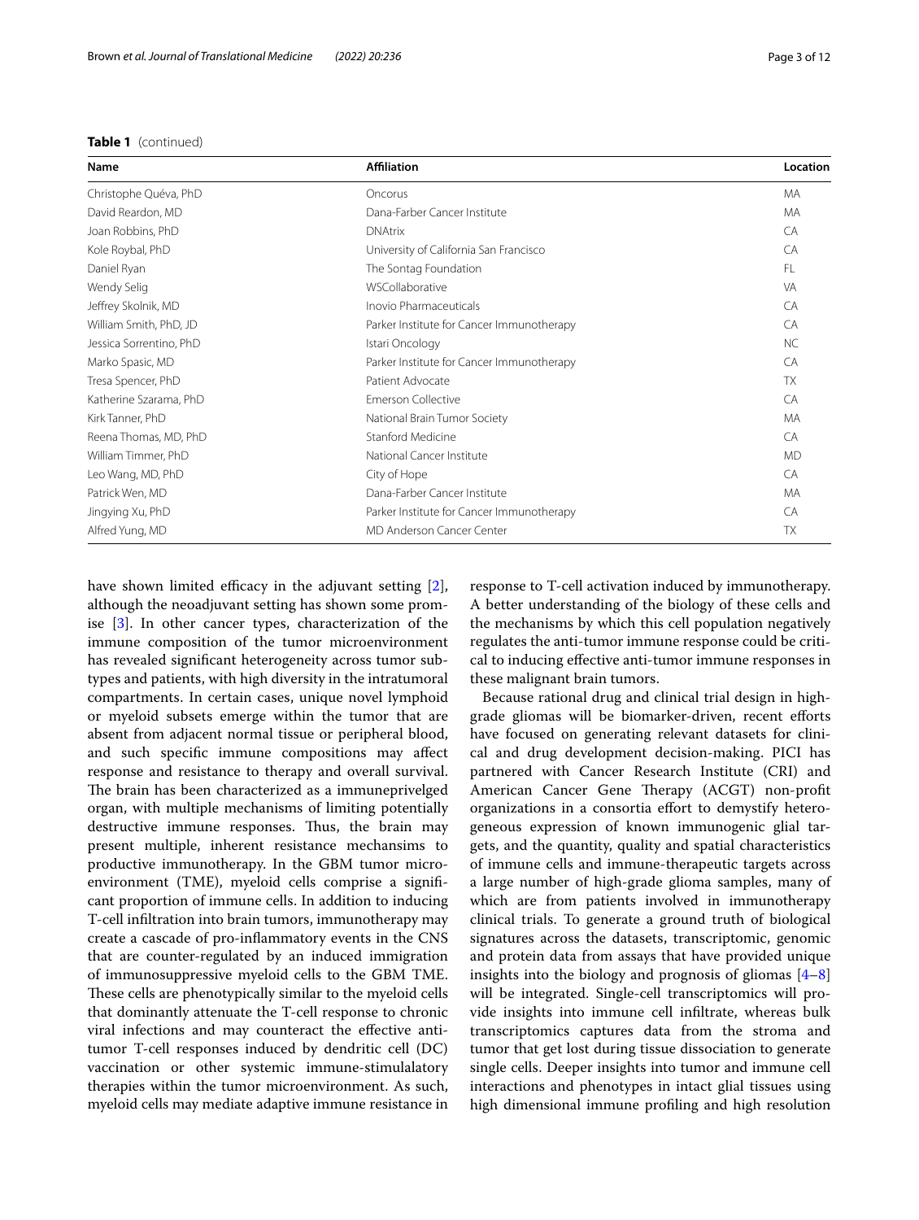**Table 1** (continued)

| Name | Affiliation | Location |
|---|---|---|
| Christophe Quéva, PhD | Oncorus | MA |
| David Reardon, MD | Dana-Farber Cancer Institute | MA |
| Joan Robbins, PhD | DNAtrix | CA |
| Kole Roybal, PhD | University of California San Francisco | CA |
| Daniel Ryan | The Sontag Foundation | FL |
| Wendy Selig | WSCollaborative | VA |
| Jeffrey Skolnik, MD | Inovio Pharmaceuticals | CA |
| William Smith, PhD, JD | Parker Institute for Cancer Immunotherapy | CA |
| Jessica Sorrentino, PhD | Istari Oncology | NC |
| Marko Spasic, MD | Parker Institute for Cancer Immunotherapy | CA |
| Tresa Spencer, PhD | Patient Advocate | TX |
| Katherine Szarama, PhD | Emerson Collective | CA |
| Kirk Tanner, PhD | National Brain Tumor Society | MA |
| Reena Thomas, MD, PhD | Stanford Medicine | CA |
| William Timmer, PhD | National Cancer Institute | MD |
| Leo Wang, MD, PhD | City of Hope | CA |
| Patrick Wen, MD | Dana-Farber Cancer Institute | MA |
| Jingying Xu, PhD | Parker Institute for Cancer Immunotherapy | CA |
| Alfred Yung, MD | MD Anderson Cancer Center | TX |

have shown limited efficacy in the adjuvant setting [2], although the neoadjuvant setting has shown some promise [3]. In other cancer types, characterization of the immune composition of the tumor microenvironment has revealed significant heterogeneity across tumor subtypes and patients, with high diversity in the intratumoral compartments. In certain cases, unique novel lymphoid or myeloid subsets emerge within the tumor that are absent from adjacent normal tissue or peripheral blood, and such specific immune compositions may affect response and resistance to therapy and overall survival. The brain has been characterized as a immuneprivelged organ, with multiple mechanisms of limiting potentially destructive immune responses. Thus, the brain may present multiple, inherent resistance mechansims to productive immunotherapy. In the GBM tumor microenvironment (TME), myeloid cells comprise a significant proportion of immune cells. In addition to inducing T-cell infiltration into brain tumors, immunotherapy may create a cascade of pro-inflammatory events in the CNS that are counter-regulated by an induced immigration of immunosuppressive myeloid cells to the GBM TME. These cells are phenotypically similar to the myeloid cells that dominantly attenuate the T-cell response to chronic viral infections and may counteract the effective anti-tumor T-cell responses induced by dendritic cell (DC) vaccination or other systemic immune-stimulalatory therapies within the tumor microenvironment. As such, myeloid cells may mediate adaptive immune resistance in response to T-cell activation induced by immunotherapy. A better understanding of the biology of these cells and the mechanisms by which this cell population negatively regulates the anti-tumor immune response could be critical to inducing effective anti-tumor immune responses in these malignant brain tumors.

Because rational drug and clinical trial design in high-grade gliomas will be biomarker-driven, recent efforts have focused on generating relevant datasets for clinical and drug development decision-making. PICI has partnered with Cancer Research Institute (CRI) and American Cancer Gene Therapy (ACGT) non-profit organizations in a consortia effort to demystify heterogeneous expression of known immunogenic glial targets, and the quantity, quality and spatial characteristics of immune cells and immune-therapeutic targets across a large number of high-grade glioma samples, many of which are from patients involved in immunotherapy clinical trials. To generate a ground truth of biological signatures across the datasets, transcriptomic, genomic and protein data from assays that have provided unique insights into the biology and prognosis of gliomas [4–8] will be integrated. Single-cell transcriptomics will provide insights into immune cell infiltrate, whereas bulk transcriptomics captures data from the stroma and tumor that get lost during tissue dissociation to generate single cells. Deeper insights into tumor and immune cell interactions and phenotypes in intact glial tissues using high dimensional immune profiling and high resolution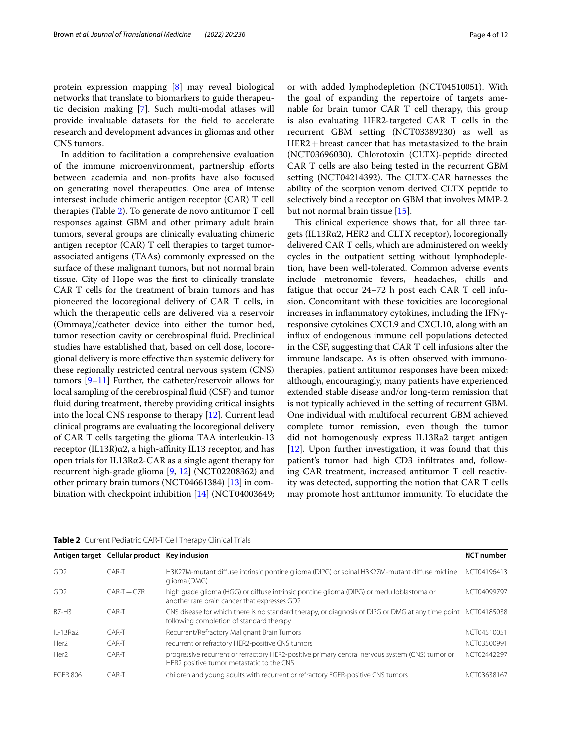protein expression mapping [8] may reveal biological networks that translate to biomarkers to guide therapeutic decision making [7]. Such multi-modal atlases will provide invaluable datasets for the field to accelerate research and development advances in gliomas and other CNS tumors.

In addition to facilitation a comprehensive evaluation of the immune microenvironment, partnership efforts between academia and non-profits have also focused on generating novel therapeutics. One area of intense intersest include chimeric antigen receptor (CAR) T cell therapies (Table 2). To generate de novo antitumor T cell responses against GBM and other primary adult brain tumors, several groups are clinically evaluating chimeric antigen receptor (CAR) T cell therapies to target tumor-associated antigens (TAAs) commonly expressed on the surface of these malignant tumors, but not normal brain tissue. City of Hope was the first to clinically translate CAR T cells for the treatment of brain tumors and has pioneered the locoregional delivery of CAR T cells, in which the therapeutic cells are delivered via a reservoir (Ommaya)/catheter device into either the tumor bed, tumor resection cavity or cerebrospinal fluid. Preclinical studies have established that, based on cell dose, locoregional delivery is more effective than systemic delivery for these regionally restricted central nervous system (CNS) tumors [9–11] Further, the catheter/reservoir allows for local sampling of the cerebrospinal fluid (CSF) and tumor fluid during treatment, thereby providing critical insights into the local CNS response to therapy [12]. Current lead clinical programs are evaluating the locoregional delivery of CAR T cells targeting the glioma TAA interleukin-13 receptor (IL13R)α2, a high-affinity IL13 receptor, and has open trials for IL13Rα2-CAR as a single agent therapy for recurrent high-grade glioma [9, 12] (NCT02208362) and other primary brain tumors (NCT04661384) [13] in combination with checkpoint inhibition [14] (NCT04003649; or with added lymphodepletion (NCT04510051). With the goal of expanding the repertoire of targets amenable for brain tumor CAR T cell therapy, this group is also evaluating HER2-targeted CAR T cells in the recurrent GBM setting (NCT03389230) as well as HER2+breast cancer that has metastasized to the brain (NCT03696030). Chlorotoxin (CLTX)-peptide directed CAR T cells are also being tested in the recurrent GBM setting (NCT04214392). The CLTX-CAR harnesses the ability of the scorpion venom derived CLTX peptide to selectively bind a receptor on GBM that involves MMP-2 but not normal brain tissue [15].

This clinical experience shows that, for all three targets (IL13Rα2, HER2 and CLTX receptor), locoregionally delivered CAR T cells, which are administered on weekly cycles in the outpatient setting without lymphodepletion, have been well-tolerated. Common adverse events include metronomic fevers, headaches, chills and fatigue that occur 24–72 h post each CAR T cell infusion. Concomitant with these toxicities are locoregional increases in inflammatory cytokines, including the IFNγ-responsive cytokines CXCL9 and CXCL10, along with an influx of endogenous immune cell populations detected in the CSF, suggesting that CAR T cell infusions alter the immune landscape. As is often observed with immunotherapies, patient antitumor responses have been mixed; although, encouragingly, many patients have experienced extended stable disease and/or long-term remission that is not typically achieved in the setting of recurrent GBM. One individual with multifocal recurrent GBM achieved complete tumor remission, even though the tumor did not homogenously express IL13Ra2 target antigen [12]. Upon further investigation, it was found that this patient's tumor had high CD3 infiltrates and, following CAR treatment, increased antitumor T cell reactivity was detected, supporting the notion that CAR T cells may promote host antitumor immunity. To elucidate the

**Table 2** Current Pediatric CAR-T Cell Therapy Clinical Trials

| Antigen target | Cellular product | Key inclusion | NCT number |
|---|---|---|---|
| GD2 | CAR-T | H3K27M-mutant diffuse intrinsic pontine glioma (DIPG) or spinal H3K27M-mutant diffuse midline glioma (DMG) | NCT04196413 |
| GD2 | CAR-T + C7R | high grade glioma (HGG) or diffuse intrinsic pontine glioma (DIPG) or medulloblastoma or another rare brain cancer that expresses GD2 | NCT04099797 |
| B7-H3 | CAR-T | CNS disease for which there is no standard therapy, or diagnosis of DIPG or DMG at any time point following completion of standard therapy | NCT04185038 |
| IL-13Ra2 | CAR-T | Recurrent/Refractory Malignant Brain Tumors | NCT04510051 |
| Her2 | CAR-T | recurrent or refractory HER2-positive CNS tumors | NCT03500991 |
| Her2 | CAR-T | progressive recurrent or refractory HER2-positive primary central nervous system (CNS) tumor or HER2 positive tumor metastatic to the CNS | NCT02442297 |
| EGFR 806 | CAR-T | children and young adults with recurrent or refractory EGFR-positive CNS tumors | NCT03638167 |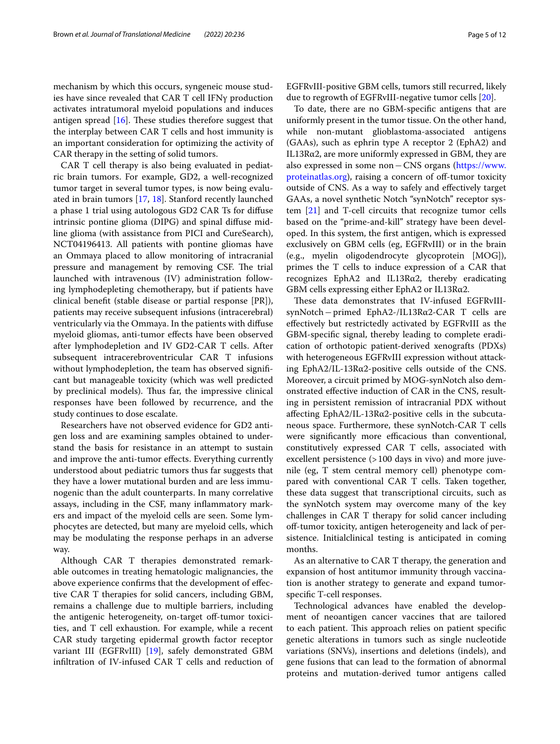mechanism by which this occurs, syngeneic mouse studies have since revealed that CAR T cell IFNγ production activates intratumoral myeloid populations and induces antigen spread [16]. These studies therefore suggest that the interplay between CAR T cells and host immunity is an important consideration for optimizing the activity of CAR therapy in the setting of solid tumors.

CAR T cell therapy is also being evaluated in pediatric brain tumors. For example, GD2, a well-recognized tumor target in several tumor types, is now being evaluated in brain tumors [17, 18]. Stanford recently launched a phase 1 trial using autologous GD2 CAR Ts for diffuse intrinsic pontine glioma (DIPG) and spinal diffuse midline glioma (with assistance from PICI and CureSearch), NCT04196413. All patients with pontine gliomas have an Ommaya placed to allow monitoring of intracranial pressure and management by removing CSF. The trial launched with intravenous (IV) administration following lymphodepleting chemotherapy, but if patients have clinical benefit (stable disease or partial response [PR]), patients may receive subsequent infusions (intracerebral) ventricularly via the Ommaya. In the patients with diffuse myeloid gliomas, anti-tumor effects have been observed after lymphodepletion and IV GD2-CAR T cells. After subsequent intracerebroventricular CAR T infusions without lymphodepletion, the team has observed significant but manageable toxicity (which was well predicted by preclinical models). Thus far, the impressive clinical responses have been followed by recurrence, and the study continues to dose escalate.

Researchers have not observed evidence for GD2 antigen loss and are examining samples obtained to understand the basis for resistance in an attempt to sustain and improve the anti-tumor effects. Everything currently understood about pediatric tumors thus far suggests that they have a lower mutational burden and are less immunogenic than the adult counterparts. In many correlative assays, including in the CSF, many inflammatory markers and impact of the myeloid cells are seen. Some lymphocytes are detected, but many are myeloid cells, which may be modulating the response perhaps in an adverse way.

Although CAR T therapies demonstrated remarkable outcomes in treating hematologic malignancies, the above experience confirms that the development of effective CAR T therapies for solid cancers, including GBM, remains a challenge due to multiple barriers, including the antigenic heterogeneity, on-target off-tumor toxicities, and T cell exhaustion. For example, while a recent CAR study targeting epidermal growth factor receptor variant III (EGFRvIII) [19], safely demonstrated GBM infiltration of IV-infused CAR T cells and reduction of EGFRvIII-positive GBM cells, tumors still recurred, likely due to regrowth of EGFRvIII-negative tumor cells [20].

To date, there are no GBM-specific antigens that are uniformly present in the tumor tissue. On the other hand, while non-mutant glioblastoma-associated antigens (GAAs), such as ephrin type A receptor 2 (EphA2) and IL13Rα2, are more uniformly expressed in GBM, they are also expressed in some non − CNS organs (https://www.proteinatlas.org), raising a concern of off-tumor toxicity outside of CNS. As a way to safely and effectively target GAAs, a novel synthetic Notch "synNotch" receptor system [21] and T-cell circuits that recognize tumor cells based on the "prime-and-kill" strategy have been developed. In this system, the first antigen, which is expressed exclusively on GBM cells (eg, EGFRvIII) or in the brain (e.g., myelin oligodendrocyte glycoprotein [MOG]), primes the T cells to induce expression of a CAR that recognizes EphA2 and IL13Rα2, thereby eradicating GBM cells expressing either EphA2 or IL13Rα2.

These data demonstrates that IV-infused EGFRvIII-synNotch − primed EphA2-/IL13Rα2-CAR T cells are effectively but restrictedly activated by EGFRvIII as the GBM-specific signal, thereby leading to complete eradication of orthotopic patient-derived xenografts (PDXs) with heterogeneous EGFRvIII expression without attacking EphA2/IL-13Rα2-positive cells outside of the CNS. Moreover, a circuit primed by MOG-synNotch also demonstrated effective induction of CAR in the CNS, resulting in persistent remission of intracranial PDX without affecting EphA2/IL-13Rα2-positive cells in the subcutaneous space. Furthermore, these synNotch-CAR T cells were significantly more efficacious than conventional, constitutively expressed CAR T cells, associated with excellent persistence (> 100 days in vivo) and more juvenile (eg, T stem central memory cell) phenotype compared with conventional CAR T cells. Taken together, these data suggest that transcriptional circuits, such as the synNotch system may overcome many of the key challenges in CAR T therapy for solid cancer including off-tumor toxicity, antigen heterogeneity and lack of persistence. Initialclinical testing is anticipated in coming months.

As an alternative to CAR T therapy, the generation and expansion of host antitumor immunity through vaccination is another strategy to generate and expand tumor-specific T-cell responses.

Technological advances have enabled the development of neoantigen cancer vaccines that are tailored to each patient. This approach relies on patient specific genetic alterations in tumors such as single nucleotide variations (SNVs), insertions and deletions (indels), and gene fusions that can lead to the formation of abnormal proteins and mutation-derived tumor antigens called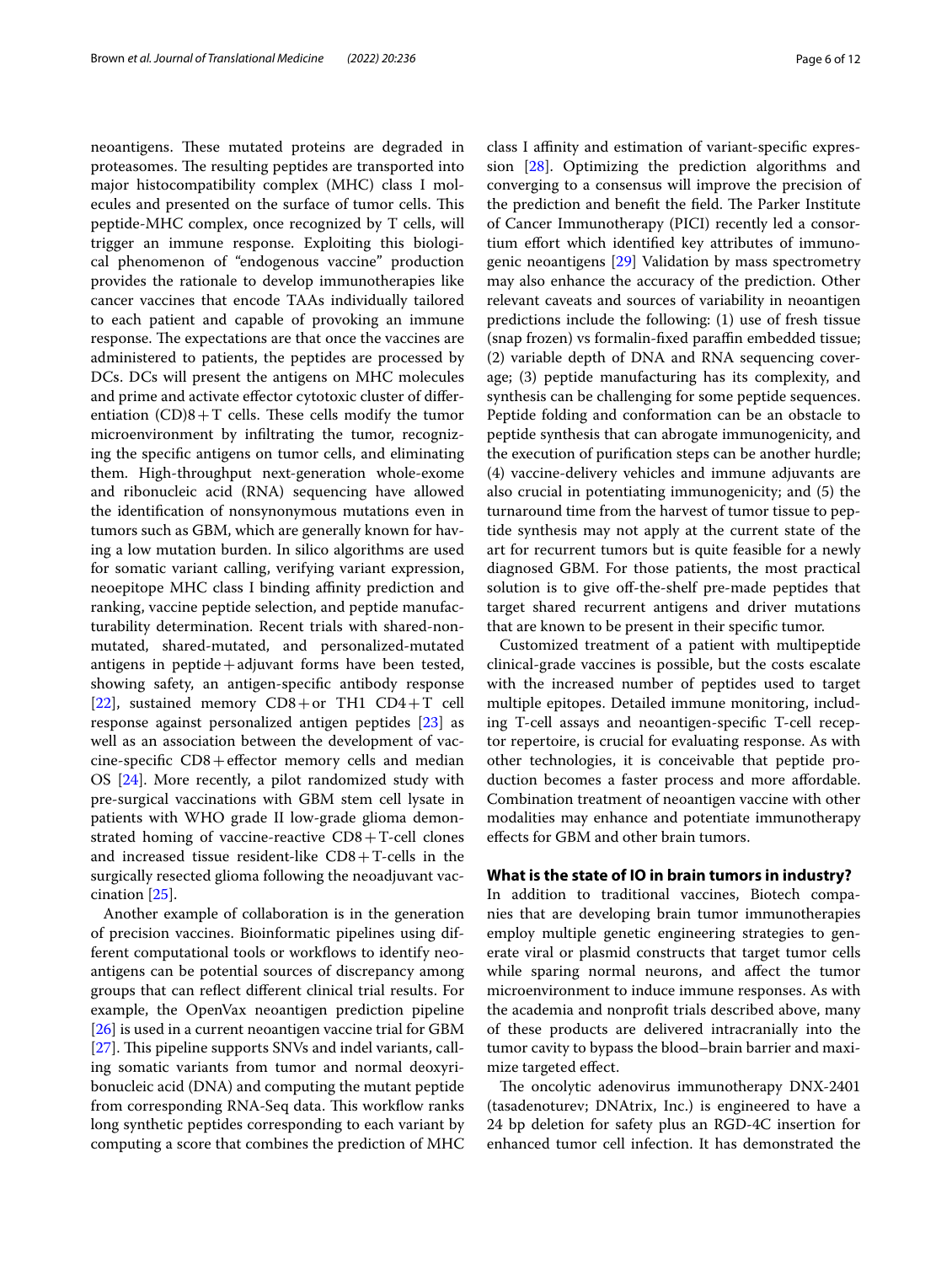neoantigens. These mutated proteins are degraded in proteasomes. The resulting peptides are transported into major histocompatibility complex (MHC) class I molecules and presented on the surface of tumor cells. This peptide-MHC complex, once recognized by T cells, will trigger an immune response. Exploiting this biological phenomenon of "endogenous vaccine" production provides the rationale to develop immunotherapies like cancer vaccines that encode TAAs individually tailored to each patient and capable of provoking an immune response. The expectations are that once the vaccines are administered to patients, the peptides are processed by DCs. DCs will present the antigens on MHC molecules and prime and activate effector cytotoxic cluster of differentiation (CD)8+T cells. These cells modify the tumor microenvironment by infiltrating the tumor, recognizing the specific antigens on tumor cells, and eliminating them. High-throughput next-generation whole-exome and ribonucleic acid (RNA) sequencing have allowed the identification of nonsynonymous mutations even in tumors such as GBM, which are generally known for having a low mutation burden. In silico algorithms are used for somatic variant calling, verifying variant expression, neoepitope MHC class I binding affinity prediction and ranking, vaccine peptide selection, and peptide manufacturability determination. Recent trials with shared-non-mutated, shared-mutated, and personalized-mutated antigens in peptide+adjuvant forms have been tested, showing safety, an antigen-specific antibody response [22], sustained memory CD8+or TH1 CD4+T cell response against personalized antigen peptides [23] as well as an association between the development of vaccine-specific CD8+effector memory cells and median OS [24]. More recently, a pilot randomized study with pre-surgical vaccinations with GBM stem cell lysate in patients with WHO grade II low-grade glioma demonstrated homing of vaccine-reactive CD8+T-cell clones and increased tissue resident-like CD8+T-cells in the surgically resected glioma following the neoadjuvant vaccination [25].

Another example of collaboration is in the generation of precision vaccines. Bioinformatic pipelines using different computational tools or workflows to identify neoantigens can be potential sources of discrepancy among groups that can reflect different clinical trial results. For example, the OpenVax neoantigen prediction pipeline [26] is used in a current neoantigen vaccine trial for GBM [27]. This pipeline supports SNVs and indel variants, calling somatic variants from tumor and normal deoxyribonucleic acid (DNA) and computing the mutant peptide from corresponding RNA-Seq data. This workflow ranks long synthetic peptides corresponding to each variant by computing a score that combines the prediction of MHC class I affinity and estimation of variant-specific expression [28]. Optimizing the prediction algorithms and converging to a consensus will improve the precision of the prediction and benefit the field. The Parker Institute of Cancer Immunotherapy (PICI) recently led a consortium effort which identified key attributes of immunogenic neoantigens [29] Validation by mass spectrometry may also enhance the accuracy of the prediction. Other relevant caveats and sources of variability in neoantigen predictions include the following: (1) use of fresh tissue (snap frozen) vs formalin-fixed paraffin embedded tissue; (2) variable depth of DNA and RNA sequencing coverage; (3) peptide manufacturing has its complexity, and synthesis can be challenging for some peptide sequences. Peptide folding and conformation can be an obstacle to peptide synthesis that can abrogate immunogenicity, and the execution of purification steps can be another hurdle; (4) vaccine-delivery vehicles and immune adjuvants are also crucial in potentiating immunogenicity; and (5) the turnaround time from the harvest of tumor tissue to peptide synthesis may not apply at the current state of the art for recurrent tumors but is quite feasible for a newly diagnosed GBM. For those patients, the most practical solution is to give off-the-shelf pre-made peptides that target shared recurrent antigens and driver mutations that are known to be present in their specific tumor.

Customized treatment of a patient with multipeptide clinical-grade vaccines is possible, but the costs escalate with the increased number of peptides used to target multiple epitopes. Detailed immune monitoring, including T-cell assays and neoantigen-specific T-cell receptor repertoire, is crucial for evaluating response. As with other technologies, it is conceivable that peptide production becomes a faster process and more affordable. Combination treatment of neoantigen vaccine with other modalities may enhance and potentiate immunotherapy effects for GBM and other brain tumors.

## What is the state of IO in brain tumors in industry?

In addition to traditional vaccines, Biotech companies that are developing brain tumor immunotherapies employ multiple genetic engineering strategies to generate viral or plasmid constructs that target tumor cells while sparing normal neurons, and affect the tumor microenvironment to induce immune responses. As with the academia and nonprofit trials described above, many of these products are delivered intracranially into the tumor cavity to bypass the blood–brain barrier and maximize targeted effect.

The oncolytic adenovirus immunotherapy DNX-2401 (tasadenoturev; DNAtrix, Inc.) is engineered to have a 24 bp deletion for safety plus an RGD-4C insertion for enhanced tumor cell infection. It has demonstrated the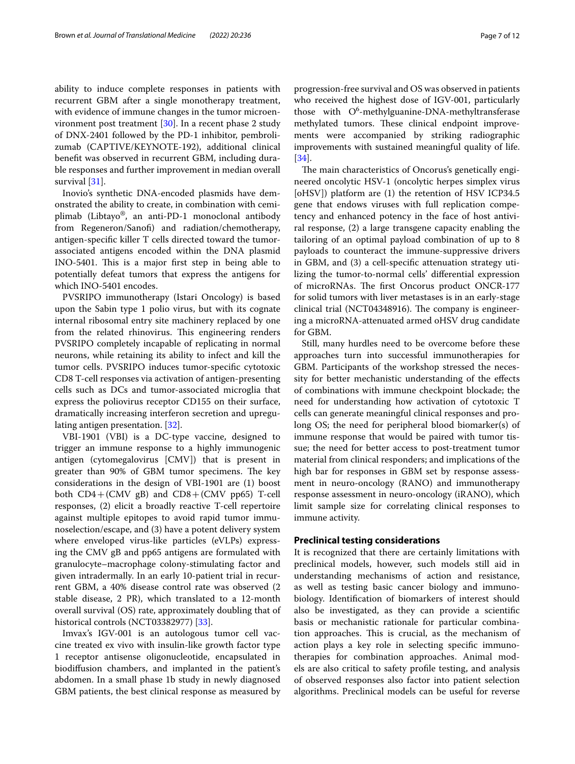ability to induce complete responses in patients with recurrent GBM after a single monotherapy treatment, with evidence of immune changes in the tumor microenvironment post treatment [30]. In a recent phase 2 study of DNX-2401 followed by the PD-1 inhibitor, pembrolizumab (CAPTIVE/KEYNOTE-192), additional clinical benefit was observed in recurrent GBM, including durable responses and further improvement in median overall survival [31].

Inovio's synthetic DNA-encoded plasmids have demonstrated the ability to create, in combination with cemiplimab (Libtayo®, an anti-PD-1 monoclonal antibody from Regeneron/Sanofi) and radiation/chemotherapy, antigen-specific killer T cells directed toward the tumor-associated antigens encoded within the DNA plasmid INO-5401. This is a major first step in being able to potentially defeat tumors that express the antigens for which INO-5401 encodes.

PVSRIPO immunotherapy (Istari Oncology) is based upon the Sabin type 1 polio virus, but with its cognate internal ribosomal entry site machinery replaced by one from the related rhinovirus. This engineering renders PVSRIPO completely incapable of replicating in normal neurons, while retaining its ability to infect and kill the tumor cells. PVSRIPO induces tumor-specific cytotoxic CD8 T-cell responses via activation of antigen-presenting cells such as DCs and tumor-associated microglia that express the poliovirus receptor CD155 on their surface, dramatically increasing interferon secretion and upregulating antigen presentation. [32].

VBI-1901 (VBI) is a DC-type vaccine, designed to trigger an immune response to a highly immunogenic antigen (cytomegalovirus [CMV]) that is present in greater than 90% of GBM tumor specimens. The key considerations in the design of VBI-1901 are (1) boost both CD4+(CMV gB) and CD8+(CMV pp65) T-cell responses, (2) elicit a broadly reactive T-cell repertoire against multiple epitopes to avoid rapid tumor immunoselection/escape, and (3) have a potent delivery system where enveloped virus-like particles (eVLPs) expressing the CMV gB and pp65 antigens are formulated with granulocyte–macrophage colony-stimulating factor and given intradermally. In an early 10-patient trial in recurrent GBM, a 40% disease control rate was observed (2 stable disease, 2 PR), which translated to a 12-month overall survival (OS) rate, approximately doubling that of historical controls (NCT03382977) [33].

Imvax's IGV-001 is an autologous tumor cell vaccine treated ex vivo with insulin-like growth factor type 1 receptor antisense oligonucleotide, encapsulated in biodiffusion chambers, and implanted in the patient's abdomen. In a small phase 1b study in newly diagnosed GBM patients, the best clinical response as measured by progression-free survival and OS was observed in patients who received the highest dose of IGV-001, particularly those with $O^6$-methylguanine-DNA-methyltransferase methylated tumors. These clinical endpoint improvements were accompanied by striking radiographic improvements with sustained meaningful quality of life. [34].

The main characteristics of Oncorus's genetically engineered oncolytic HSV-1 (oncolytic herpes simplex virus [oHSV]) platform are (1) the retention of HSV ICP34.5 gene that endows viruses with full replication competency and enhanced potency in the face of host antiviral response, (2) a large transgene capacity enabling the tailoring of an optimal payload combination of up to 8 payloads to counteract the immune-suppressive drivers in GBM, and (3) a cell-specific attenuation strategy utilizing the tumor-to-normal cells' differential expression of microRNAs. The first Oncorus product ONCR-177 for solid tumors with liver metastases is in an early-stage clinical trial (NCT04348916). The company is engineering a microRNA-attenuated armed oHSV drug candidate for GBM.

Still, many hurdles need to be overcome before these approaches turn into successful immunotherapies for GBM. Participants of the workshop stressed the necessity for better mechanistic understanding of the effects of combinations with immune checkpoint blockade; the need for understanding how activation of cytotoxic T cells can generate meaningful clinical responses and prolong OS; the need for peripheral blood biomarker(s) of immune response that would be paired with tumor tissue; the need for better access to post-treatment tumor material from clinical responders; and implications of the high bar for responses in GBM set by response assessment in neuro-oncology (RANO) and immunotherapy response assessment in neuro-oncology (iRANO), which limit sample size for correlating clinical responses to immune activity.

## Preclinical testing considerations

It is recognized that there are certainly limitations with preclinical models, however, such models still aid in understanding mechanisms of action and resistance, as well as testing basic cancer biology and immunobiology. Identification of biomarkers of interest should also be investigated, as they can provide a scientific basis or mechanistic rationale for particular combination approaches. This is crucial, as the mechanism of action plays a key role in selecting specific immunotherapies for combination approaches. Animal models are also critical to safety profile testing, and analysis of observed responses also factor into patient selection algorithms. Preclinical models can be useful for reverse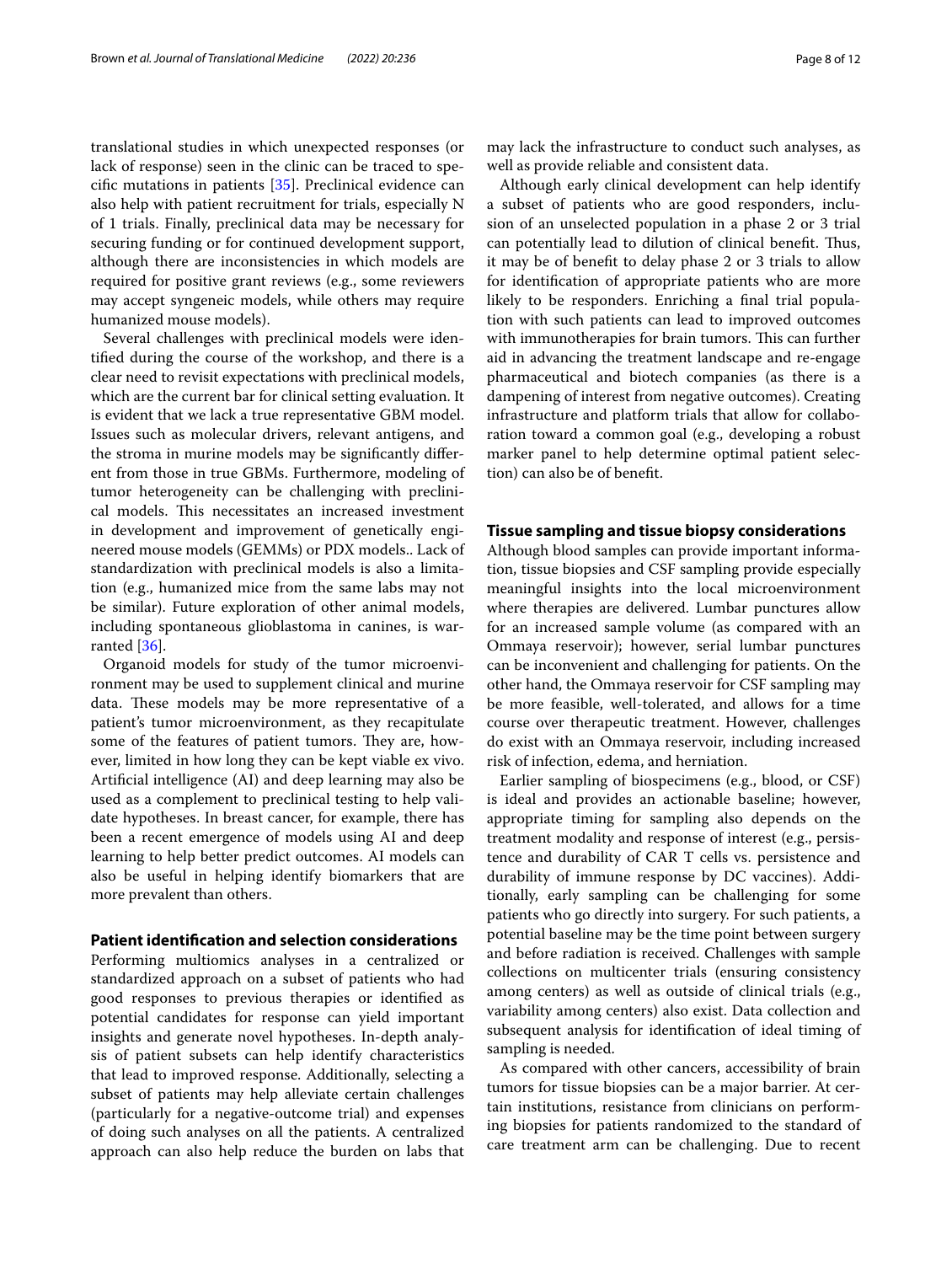translational studies in which unexpected responses (or lack of response) seen in the clinic can be traced to specific mutations in patients [35]. Preclinical evidence can also help with patient recruitment for trials, especially N of 1 trials. Finally, preclinical data may be necessary for securing funding or for continued development support, although there are inconsistencies in which models are required for positive grant reviews (e.g., some reviewers may accept syngeneic models, while others may require humanized mouse models).

Several challenges with preclinical models were identified during the course of the workshop, and there is a clear need to revisit expectations with preclinical models, which are the current bar for clinical setting evaluation. It is evident that we lack a true representative GBM model. Issues such as molecular drivers, relevant antigens, and the stroma in murine models may be significantly different from those in true GBMs. Furthermore, modeling of tumor heterogeneity can be challenging with preclinical models. This necessitates an increased investment in development and improvement of genetically engineered mouse models (GEMMs) or PDX models.. Lack of standardization with preclinical models is also a limitation (e.g., humanized mice from the same labs may not be similar). Future exploration of other animal models, including spontaneous glioblastoma in canines, is warranted [36].

Organoid models for study of the tumor microenvironment may be used to supplement clinical and murine data. These models may be more representative of a patient's tumor microenvironment, as they recapitulate some of the features of patient tumors. They are, however, limited in how long they can be kept viable ex vivo. Artificial intelligence (AI) and deep learning may also be used as a complement to preclinical testing to help validate hypotheses. In breast cancer, for example, there has been a recent emergence of models using AI and deep learning to help better predict outcomes. AI models can also be useful in helping identify biomarkers that are more prevalent than others.

## Patient identification and selection considerations

Performing multiomics analyses in a centralized or standardized approach on a subset of patients who had good responses to previous therapies or identified as potential candidates for response can yield important insights and generate novel hypotheses. In-depth analysis of patient subsets can help identify characteristics that lead to improved response. Additionally, selecting a subset of patients may help alleviate certain challenges (particularly for a negative-outcome trial) and expenses of doing such analyses on all the patients. A centralized approach can also help reduce the burden on labs that may lack the infrastructure to conduct such analyses, as well as provide reliable and consistent data.

Although early clinical development can help identify a subset of patients who are good responders, inclusion of an unselected population in a phase 2 or 3 trial can potentially lead to dilution of clinical benefit. Thus, it may be of benefit to delay phase 2 or 3 trials to allow for identification of appropriate patients who are more likely to be responders. Enriching a final trial population with such patients can lead to improved outcomes with immunotherapies for brain tumors. This can further aid in advancing the treatment landscape and re-engage pharmaceutical and biotech companies (as there is a dampening of interest from negative outcomes). Creating infrastructure and platform trials that allow for collaboration toward a common goal (e.g., developing a robust marker panel to help determine optimal patient selection) can also be of benefit.

## Tissue sampling and tissue biopsy considerations

Although blood samples can provide important information, tissue biopsies and CSF sampling provide especially meaningful insights into the local microenvironment where therapies are delivered. Lumbar punctures allow for an increased sample volume (as compared with an Ommaya reservoir); however, serial lumbar punctures can be inconvenient and challenging for patients. On the other hand, the Ommaya reservoir for CSF sampling may be more feasible, well-tolerated, and allows for a time course over therapeutic treatment. However, challenges do exist with an Ommaya reservoir, including increased risk of infection, edema, and herniation.

Earlier sampling of biospecimens (e.g., blood, or CSF) is ideal and provides an actionable baseline; however, appropriate timing for sampling also depends on the treatment modality and response of interest (e.g., persistence and durability of CAR T cells vs. persistence and durability of immune response by DC vaccines). Additionally, early sampling can be challenging for some patients who go directly into surgery. For such patients, a potential baseline may be the time point between surgery and before radiation is received. Challenges with sample collections on multicenter trials (ensuring consistency among centers) as well as outside of clinical trials (e.g., variability among centers) also exist. Data collection and subsequent analysis for identification of ideal timing of sampling is needed.

As compared with other cancers, accessibility of brain tumors for tissue biopsies can be a major barrier. At certain institutions, resistance from clinicians on performing biopsies for patients randomized to the standard of care treatment arm can be challenging. Due to recent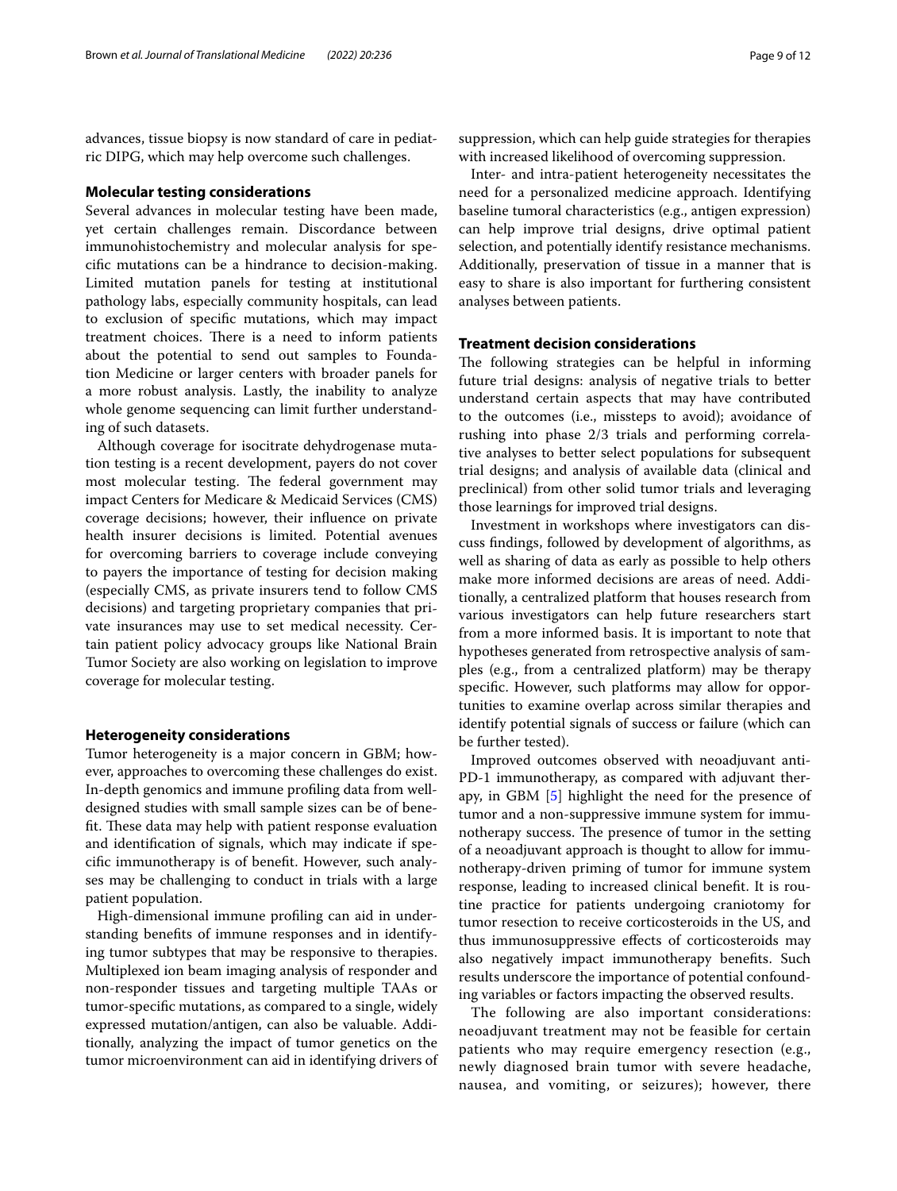advances, tissue biopsy is now standard of care in pediatric DIPG, which may help overcome such challenges.

### Molecular testing considerations

Several advances in molecular testing have been made, yet certain challenges remain. Discordance between immunohistochemistry and molecular analysis for specific mutations can be a hindrance to decision-making. Limited mutation panels for testing at institutional pathology labs, especially community hospitals, can lead to exclusion of specific mutations, which may impact treatment choices. There is a need to inform patients about the potential to send out samples to Foundation Medicine or larger centers with broader panels for a more robust analysis. Lastly, the inability to analyze whole genome sequencing can limit further understanding of such datasets.

Although coverage for isocitrate dehydrogenase mutation testing is a recent development, payers do not cover most molecular testing. The federal government may impact Centers for Medicare & Medicaid Services (CMS) coverage decisions; however, their influence on private health insurer decisions is limited. Potential avenues for overcoming barriers to coverage include conveying to payers the importance of testing for decision making (especially CMS, as private insurers tend to follow CMS decisions) and targeting proprietary companies that private insurances may use to set medical necessity. Certain patient policy advocacy groups like National Brain Tumor Society are also working on legislation to improve coverage for molecular testing.

### Heterogeneity considerations

Tumor heterogeneity is a major concern in GBM; however, approaches to overcoming these challenges do exist. In-depth genomics and immune profiling data from well-designed studies with small sample sizes can be of benefit. These data may help with patient response evaluation and identification of signals, which may indicate if specific immunotherapy is of benefit. However, such analyses may be challenging to conduct in trials with a large patient population.

High-dimensional immune profiling can aid in understanding benefits of immune responses and in identifying tumor subtypes that may be responsive to therapies. Multiplexed ion beam imaging analysis of responder and non-responder tissues and targeting multiple TAAs or tumor-specific mutations, as compared to a single, widely expressed mutation/antigen, can also be valuable. Additionally, analyzing the impact of tumor genetics on the tumor microenvironment can aid in identifying drivers of suppression, which can help guide strategies for therapies with increased likelihood of overcoming suppression.

Inter- and intra-patient heterogeneity necessitates the need for a personalized medicine approach. Identifying baseline tumoral characteristics (e.g., antigen expression) can help improve trial designs, drive optimal patient selection, and potentially identify resistance mechanisms. Additionally, preservation of tissue in a manner that is easy to share is also important for furthering consistent analyses between patients.

### Treatment decision considerations

The following strategies can be helpful in informing future trial designs: analysis of negative trials to better understand certain aspects that may have contributed to the outcomes (i.e., missteps to avoid); avoidance of rushing into phase 2/3 trials and performing correlative analyses to better select populations for subsequent trial designs; and analysis of available data (clinical and preclinical) from other solid tumor trials and leveraging those learnings for improved trial designs.

Investment in workshops where investigators can discuss findings, followed by development of algorithms, as well as sharing of data as early as possible to help others make more informed decisions are areas of need. Additionally, a centralized platform that houses research from various investigators can help future researchers start from a more informed basis. It is important to note that hypotheses generated from retrospective analysis of samples (e.g., from a centralized platform) may be therapy specific. However, such platforms may allow for opportunities to examine overlap across similar therapies and identify potential signals of success or failure (which can be further tested).

Improved outcomes observed with neoadjuvant anti-PD-1 immunotherapy, as compared with adjuvant therapy, in GBM [5] highlight the need for the presence of tumor and a non-suppressive immune system for immunotherapy success. The presence of tumor in the setting of a neoadjuvant approach is thought to allow for immunotherapy-driven priming of tumor for immune system response, leading to increased clinical benefit. It is routine practice for patients undergoing craniotomy for tumor resection to receive corticosteroids in the US, and thus immunosuppressive effects of corticosteroids may also negatively impact immunotherapy benefits. Such results underscore the importance of potential confounding variables or factors impacting the observed results.

The following are also important considerations: neoadjuvant treatment may not be feasible for certain patients who may require emergency resection (e.g., newly diagnosed brain tumor with severe headache, nausea, and vomiting, or seizures); however, there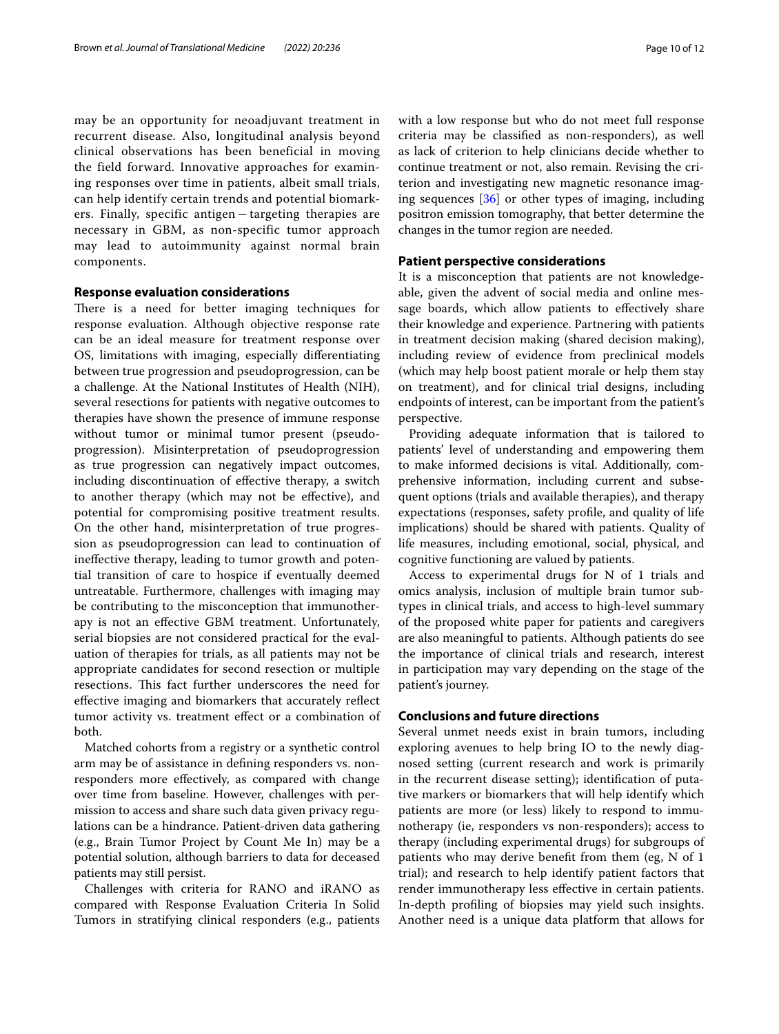may be an opportunity for neoadjuvant treatment in recurrent disease. Also, longitudinal analysis beyond clinical observations has been beneficial in moving the field forward. Innovative approaches for examining responses over time in patients, albeit small trials, can help identify certain trends and potential biomarkers. Finally, specific antigen – targeting therapies are necessary in GBM, as non-specific tumor approach may lead to autoimmunity against normal brain components.

## Response evaluation considerations

There is a need for better imaging techniques for response evaluation. Although objective response rate can be an ideal measure for treatment response over OS, limitations with imaging, especially differentiating between true progression and pseudoprogression, can be a challenge. At the National Institutes of Health (NIH), several resections for patients with negative outcomes to therapies have shown the presence of immune response without tumor or minimal tumor present (pseudoprogression). Misinterpretation of pseudoprogression as true progression can negatively impact outcomes, including discontinuation of effective therapy, a switch to another therapy (which may not be effective), and potential for compromising positive treatment results. On the other hand, misinterpretation of true progression as pseudoprogression can lead to continuation of ineffective therapy, leading to tumor growth and potential transition of care to hospice if eventually deemed untreatable. Furthermore, challenges with imaging may be contributing to the misconception that immunotherapy is not an effective GBM treatment. Unfortunately, serial biopsies are not considered practical for the evaluation of therapies for trials, as all patients may not be appropriate candidates for second resection or multiple resections. This fact further underscores the need for effective imaging and biomarkers that accurately reflect tumor activity vs. treatment effect or a combination of both.

Matched cohorts from a registry or a synthetic control arm may be of assistance in defining responders vs. non-responders more effectively, as compared with change over time from baseline. However, challenges with permission to access and share such data given privacy regulations can be a hindrance. Patient-driven data gathering (e.g., Brain Tumor Project by Count Me In) may be a potential solution, although barriers to data for deceased patients may still persist.

Challenges with criteria for RANO and iRANO as compared with Response Evaluation Criteria In Solid Tumors in stratifying clinical responders (e.g., patients with a low response but who do not meet full response criteria may be classified as non-responders), as well as lack of criterion to help clinicians decide whether to continue treatment or not, also remain. Revising the criterion and investigating new magnetic resonance imaging sequences [36] or other types of imaging, including positron emission tomography, that better determine the changes in the tumor region are needed.

## Patient perspective considerations

It is a misconception that patients are not knowledgeable, given the advent of social media and online message boards, which allow patients to effectively share their knowledge and experience. Partnering with patients in treatment decision making (shared decision making), including review of evidence from preclinical models (which may help boost patient morale or help them stay on treatment), and for clinical trial designs, including endpoints of interest, can be important from the patient's perspective.

Providing adequate information that is tailored to patients' level of understanding and empowering them to make informed decisions is vital. Additionally, comprehensive information, including current and subsequent options (trials and available therapies), and therapy expectations (responses, safety profile, and quality of life implications) should be shared with patients. Quality of life measures, including emotional, social, physical, and cognitive functioning are valued by patients.

Access to experimental drugs for N of 1 trials and omics analysis, inclusion of multiple brain tumor subtypes in clinical trials, and access to high-level summary of the proposed white paper for patients and caregivers are also meaningful to patients. Although patients do see the importance of clinical trials and research, interest in participation may vary depending on the stage of the patient's journey.

## Conclusions and future directions

Several unmet needs exist in brain tumors, including exploring avenues to help bring IO to the newly diagnosed setting (current research and work is primarily in the recurrent disease setting); identification of putative markers or biomarkers that will help identify which patients are more (or less) likely to respond to immunotherapy (ie, responders vs non-responders); access to therapy (including experimental drugs) for subgroups of patients who may derive benefit from them (eg, N of 1 trial); and research to help identify patient factors that render immunotherapy less effective in certain patients. In-depth profiling of biopsies may yield such insights. Another need is a unique data platform that allows for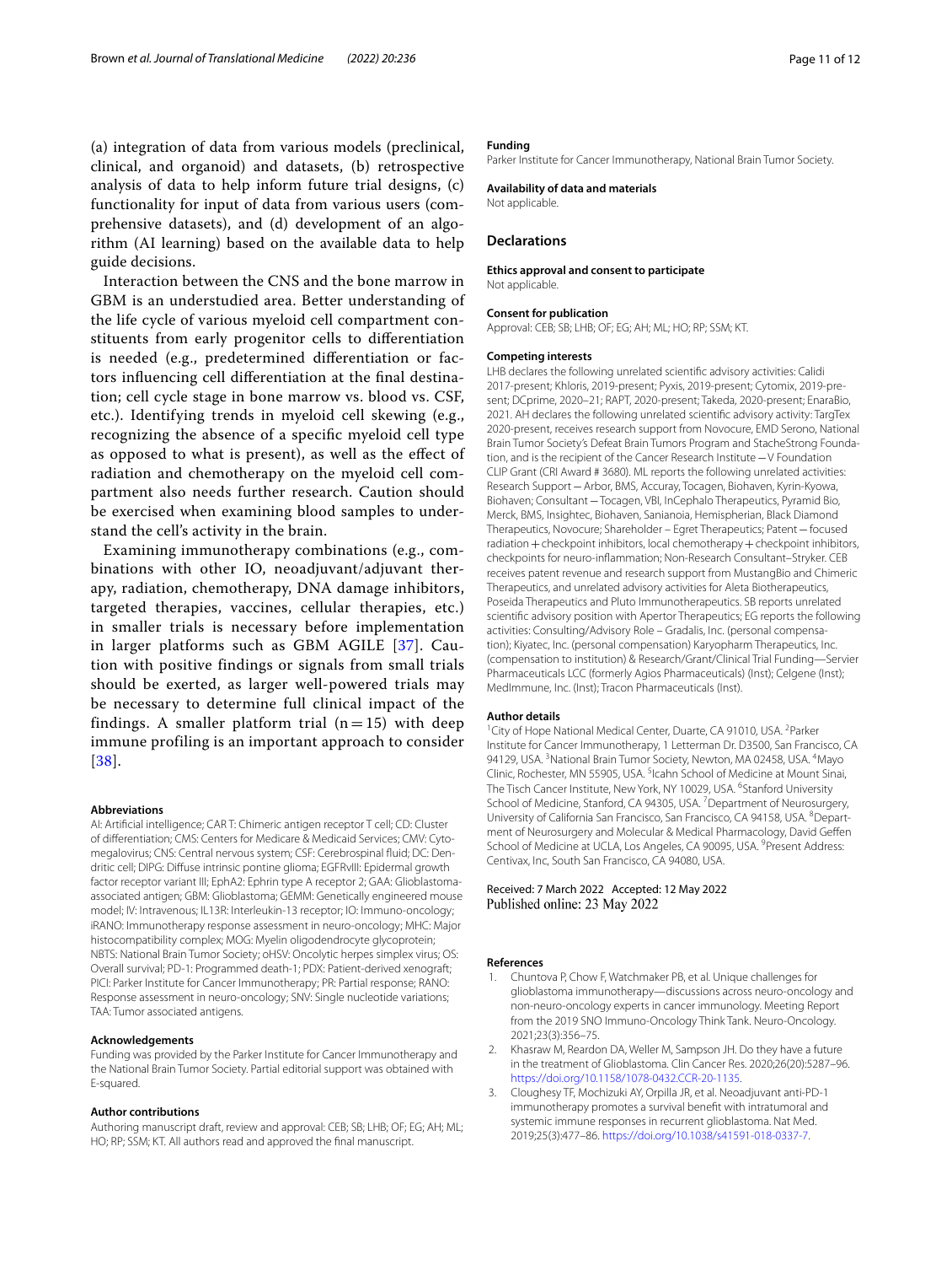(a) integration of data from various models (preclinical, clinical, and organoid) and datasets, (b) retrospective analysis of data to help inform future trial designs, (c) functionality for input of data from various users (comprehensive datasets), and (d) development of an algorithm (AI learning) based on the available data to help guide decisions.

Interaction between the CNS and the bone marrow in GBM is an understudied area. Better understanding of the life cycle of various myeloid cell compartment constituents from early progenitor cells to differentiation is needed (e.g., predetermined differentiation or factors influencing cell differentiation at the final destination; cell cycle stage in bone marrow vs. blood vs. CSF, etc.). Identifying trends in myeloid cell skewing (e.g., recognizing the absence of a specific myeloid cell type as opposed to what is present), as well as the effect of radiation and chemotherapy on the myeloid cell compartment also needs further research. Caution should be exercised when examining blood samples to understand the cell's activity in the brain.

Examining immunotherapy combinations (e.g., combinations with other IO, neoadjuvant/adjuvant therapy, radiation, chemotherapy, DNA damage inhibitors, targeted therapies, vaccines, cellular therapies, etc.) in smaller trials is necessary before implementation in larger platforms such as GBM AGILE [37]. Caution with positive findings or signals from small trials should be exerted, as larger well-powered trials may be necessary to determine full clinical impact of the findings. A smaller platform trial ($n=15$) with deep immune profiling is an important approach to consider [38].

#### Abbreviations

AI: Artificial intelligence; CAR T: Chimeric antigen receptor T cell; CD: Cluster of differentiation; CMS: Centers for Medicare & Medicaid Services; CMV: Cytomegalovirus; CNS: Central nervous system; CSF: Cerebrospinal fluid; DC: Dendritic cell; DIPG: Diffuse intrinsic pontine glioma; EGFRvIII: Epidermal growth factor receptor variant III; EphA2: Ephrin type A receptor 2; GAA: Glioblastoma-associated antigen; GBM: Glioblastoma; GEMM: Genetically engineered mouse model; IV: Intravenous; IL13R: Interleukin-13 receptor; IO: Immuno-oncology; iRANO: Immunotherapy response assessment in neuro-oncology; MHC: Major histocompatibility complex; MOG: Myelin oligodendrocyte glycoprotein; NBTS: National Brain Tumor Society; oHSV: Oncolytic herpes simplex virus; OS: Overall survival; PD-1: Programmed death-1; PDX: Patient-derived xenograft; PICI: Parker Institute for Cancer Immunotherapy; PR: Partial response; RANO: Response assessment in neuro-oncology; SNV: Single nucleotide variations; TAA: Tumor associated antigens.

#### Acknowledgements

Funding was provided by the Parker Institute for Cancer Immunotherapy and the National Brain Tumor Society. Partial editorial support was obtained with E-squared.

#### Author contributions

Authoring manuscript draft, review and approval: CEB; SB; LHB; OF; EG; AH; ML; HO; RP; SSM; KT. All authors read and approved the final manuscript.

#### Funding

Parker Institute for Cancer Immunotherapy, National Brain Tumor Society.

#### Availability of data and materials

Not applicable.

### Declarations

#### Ethics approval and consent to participate

Not applicable.

#### Consent for publication

Approval: CEB; SB; LHB; OF; EG; AH; ML; HO; RP; SSM; KT.

#### Competing interests

LHB declares the following unrelated scientific advisory activities: Calidi 2017-present; Khloris, 2019-present; Pyxis, 2019-present; Cytomix, 2019-present; DCprime, 2020–21; RAPT, 2020-present; Takeda, 2020-present; EnaraBio, 2021. AH declares the following unrelated scientific advisory activity: TargTex 2020-present, receives research support from Novocure, EMD Serono, National Brain Tumor Society's Defeat Brain Tumors Program and StacheStrong Foundation, and is the recipient of the Cancer Research Institute—V Foundation CLIP Grant (CRI Award # 3680). ML reports the following unrelated activities: Research Support—Arbor, BMS, Accuray, Tocagen, Biohaven, Kyrin-Kyowa, Biohaven; Consultant—Tocagen, VBI, InCephalo Therapeutics, Pyramid Bio, Merck, BMS, Insightec, Biohaven, Sanianoia, Hemispherian, Black Diamond Therapeutics, Novocure; Shareholder – Egret Therapeutics; Patent—focused radiation + checkpoint inhibitors, local chemotherapy + checkpoint inhibitors, checkpoints for neuro-inflammation; Non-Research Consultant–Stryker. CEB receives patent revenue and research support from MustangBio and Chimeric Therapeutics, and unrelated advisory activities for Aleta Biotherapeutics, Poseida Therapeutics and Pluto Immunotherapeutics. SB reports unrelated scientific advisory position with Apertor Therapeutics; EG reports the following activities: Consulting/Advisory Role – Gradalis, Inc. (personal compensation); Kiyatec, Inc. (personal compensation) Karyopharm Therapeutics, Inc. (compensation to institution) & Research/Grant/Clinical Trial Funding—Servier Pharmaceuticals LCC (formerly Agios Pharmaceuticals) (Inst); Celgene (Inst); MedImmune, Inc. (Inst); Tracon Pharmaceuticals (Inst).

#### Author details

[1]City of Hope National Medical Center, Duarte, CA 91010, USA. [2]Parker Institute for Cancer Immunotherapy, 1 Letterman Dr. D3500, San Francisco, CA 94129, USA. [3]National Brain Tumor Society, Newton, MA 02458, USA. [4]Mayo Clinic, Rochester, MN 55905, USA. [5]Icahn School of Medicine at Mount Sinai, The Tisch Cancer Institute, New York, NY 10029, USA. [6]Stanford University School of Medicine, Stanford, CA 94305, USA. [7]Department of Neurosurgery, University of California San Francisco, San Francisco, CA 94158, USA. [8]Department of Neurosurgery and Molecular & Medical Pharmacology, David Geffen School of Medicine at UCLA, Los Angeles, CA 90095, USA. [9]Present Address: Centivax, Inc, South San Francisco, CA 94080, USA.

Received: 7 March 2022 Accepted: 12 May 2022
Published online: 23 May 2022

#### References

1. Chuntova P, Chow F, Watchmaker PB, et al. Unique challenges for glioblastoma immunotherapy—discussions across neuro-oncology and non-neuro-oncology experts in cancer immunology. Meeting Report from the 2019 SNO Immuno-Oncology Think Tank. Neuro-Oncology. 2021;23(3):356–75.
2. Khasraw M, Reardon DA, Weller M, Sampson JH. Do they have a future in the treatment of Glioblastoma. Clin Cancer Res. 2020;26(20):5287–96. https://doi.org/10.1158/1078-0432.CCR-20-1135.
3. Cloughesy TF, Mochizuki AY, Orpilla JR, et al. Neoadjuvant anti-PD-1 immunotherapy promotes a survival benefit with intratumoral and systemic immune responses in recurrent glioblastoma. Nat Med. 2019;25(3):477–86. https://doi.org/10.1038/s41591-018-0337-7.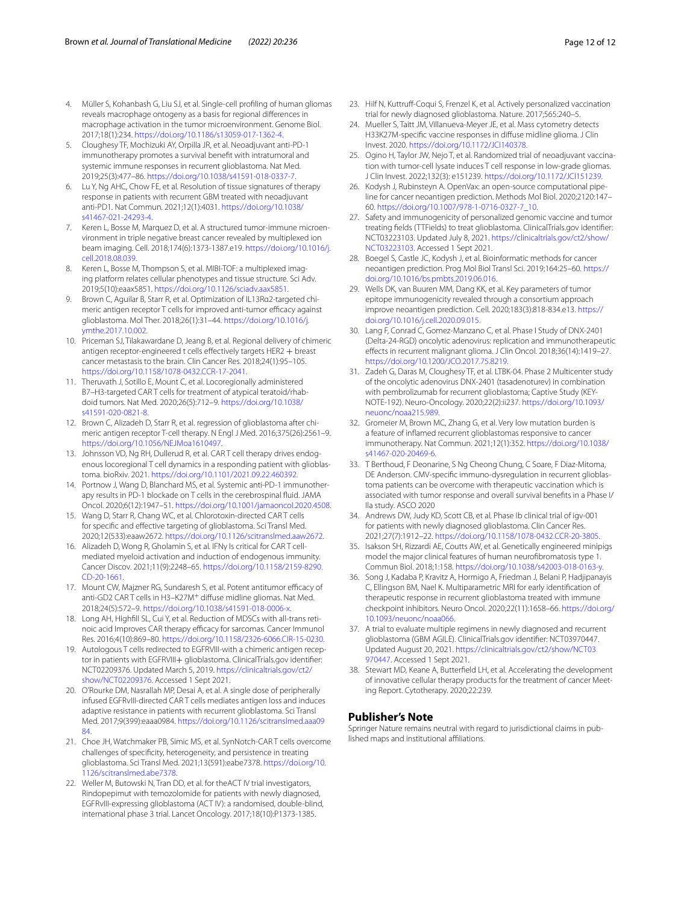4. Müller S, Kohanbash G, Liu SJ, et al. Single-cell profiling of human gliomas reveals macrophage ontogeny as a basis for regional differences in macrophage activation in the tumor microenvironment. Genome Biol. 2017;18(1):234. https://doi.org/10.1186/s13059-017-1362-4.
5. Cloughesy TF, Mochizuki AY, Orpilla JR, et al. Neoadjuvant anti-PD-1 immunotherapy promotes a survival benefit with intratumoral and systemic immune responses in recurrent glioblastoma. Nat Med. 2019;25(3):477–86. https://doi.org/10.1038/s41591-018-0337-7.
6. Lu Y, Ng AHC, Chow FE, et al. Resolution of tissue signatures of therapy response in patients with recurrent GBM treated with neoadjuvant anti-PD1. Nat Commun. 2021;12(1):4031. https://doi.org/10.1038/s41467-021-24293-4.
7. Keren L, Bosse M, Marquez D, et al. A structured tumor-immune microenvironment in triple negative breast cancer revealed by multiplexed ion beam imaging. Cell. 2018;174(6):1373-1387.e19. https://doi.org/10.1016/j.cell.2018.08.039.
8. Keren L, Bosse M, Thompson S, et al. MIBI-TOF: a multiplexed imaging platform relates cellular phenotypes and tissue structure. Sci Adv. 2019;5(10):eaax5851. https://doi.org/10.1126/sciadv.aax5851.
9. Brown C, Aguilar B, Starr R, et al. Optimization of IL13Rα2-targeted chimeric antigen receptor T cells for improved anti-tumor efficacy against glioblastoma. Mol Ther. 2018;26(1):31–44. https://doi.org/10.1016/j.ymthe.2017.10.002.
10. Priceman SJ, Tilakawardane D, Jeang B, et al. Regional delivery of chimeric antigen receptor-engineered t cells effectively targets HER2 + breast cancer metastasis to the brain. Clin Cancer Res. 2018;24(1):95–105. https://doi.org/10.1158/1078-0432.CCR-17-2041.
11. Theruvath J, Sotillo E, Mount C, et al. Locoregionally administered B7–H3-targeted CAR T cells for treatment of atypical teratoid/rhabdoid tumors. Nat Med. 2020;26(5):712–9. https://doi.org/10.1038/s41591-020-0821-8.
12. Brown C, Alizadeh D, Starr R, et al. regression of glioblastoma after chimeric antigen receptor T-cell therapy. N Engl J Med. 2016;375(26):2561–9. https://doi.org/10.1056/NEJMoa1610497.
13. Johnsson VD, Ng RH, Dullerud R, et al. CAR T cell therapy drives endogenous locoregional T cell dynamics in a responding patient with glioblastoma. bioRxiv. 2021. https://doi.org/10.1101/2021.09.22.460392.
14. Portnow J, Wang D, Blanchard MS, et al. Systemic anti-PD-1 immunotherapy results in PD-1 blockade on T cells in the cerebrospinal fluid. JAMA Oncol. 2020;6(12):1947–51. https://doi.org/10.1001/jamaoncol.2020.4508.
15. Wang D, Starr R, Chang WC, et al. Chlorotoxin-directed CAR T cells for specific and effective targeting of glioblastoma. Sci Transl Med. 2020;12(533):eaaw2672. https://doi.org/10.1126/scitranslmed.aaw2672.
16. Alizadeh D, Wong R, Gholamin S, et al. IFNγ Is critical for CAR T cell-mediated myeloid activation and induction of endogenous immunity. Cancer Discov. 2021;11(9):2248–65. https://doi.org/10.1158/2159-8290.CD-20-1661.
17. Mount CW, Majzner RG, Sundaresh S, et al. Potent antitumor efficacy of anti-GD2 CAR T cells in H3–K27M$^{+}$ diffuse midline gliomas. Nat Med. 2018;24(5):572–9. https://doi.org/10.1038/s41591-018-0006-x.
18. Long AH, Highfill SL, Cui Y, et al. Reduction of MDSCs with all-trans retinoic acid Improves CAR therapy efficacy for sarcomas. Cancer Immunol Res. 2016;4(10):869–80. https://doi.org/10.1158/2326-6066.CIR-15-0230.
19. Autologous T cells redirected to EGFRVIII-with a chimeric antigen receptor in patients with EGFRVIII+ glioblastoma. ClinicalTrials.gov identifier: NCT02209376. Updated March 5, 2019. https://clinicaltrials.gov/ct2/show/NCT02209376. Accessed 1 Sept 2021.
20. O'Rourke DM, Nasrallah MP, Desai A, et al. A single dose of peripherally infused EGFRvIII-directed CAR T cells mediates antigen loss and induces adaptive resistance in patients with recurrent glioblastoma. Sci Transl Med. 2017;9(399):eaaa0984. https://doi.org/10.1126/scitranslmed.aaa0984.
21. Choe JH, Watchmaker PB, Simic MS, et al. SynNotch-CAR T cells overcome challenges of specificity, heterogeneity, and persistence in treating glioblastoma. Sci Transl Med. 2021;13(591):eabe7378. https://doi.org/10.1126/scitranslmed.abe7378.
22. Weller M, Butowski N, Tran DD, et al. for theACT IV trial investigators, Rindopepimut with temozolomide for patients with newly diagnosed, EGFRvIII-expressing glioblastoma (ACT IV): a randomised, double-blind, international phase 3 trial. Lancet Oncology. 2017;18(10):P1373-1385.
23. Hilf N, Kuttruff-Coqui S, Frenzel K, et al. Actively personalized vaccination trial for newly diagnosed glioblastoma. Nature. 2017;565:240–5.
24. Mueller S, Taitt JM, Villanueva-Meyer JE, et al. Mass cytometry detects H33K27M-specific vaccine responses in diffuse midline glioma. J Clin Invest. 2020. https://doi.org/10.1172/JCI140378.
25. Ogino H, Taylor JW, Nejo T, et al. Randomized trial of neoadjuvant vaccination with tumor-cell lysate induces T cell response in low-grade gliomas. J Clin Invest. 2022;132(3): e151239. https://doi.org/10.1172/JCI151239.
26. Kodysh J, Rubinsteyn A. OpenVax: an open-source computational pipeline for cancer neoantigen prediction. Methods Mol Biol. 2020;2120:147–60. https://doi.org/10.1007/978-1-0716-0327-7_10.
27. Safety and immunogenicity of personalized genomic vaccine and tumor treating fields (TTFields) to treat glioblastoma. ClinicalTrials.gov identifier: NCT03223103. Updated July 8, 2021. https://clinicaltrials.gov/ct2/show/NCT03223103. Accessed 1 Sept 2021.
28. Boegel S, Castle JC, Kodysh J, et al. Bioinformatic methods for cancer neoantigen prediction. Prog Mol Biol Transl Sci. 2019;164:25–60. https://doi.org/10.1016/bs.pmbts.2019.06.016.
29. Wells DK, van Buuren MM, Dang KK, et al. Key parameters of tumor epitope immunogenicity revealed through a consortium approach improve neoantigen prediction. Cell. 2020;183(3):818-834.e13. https://doi.org/10.1016/j.cell.2020.09.015.
30. Lang F, Conrad C, Gomez-Manzano C, et al. Phase I Study of DNX-2401 (Delta-24-RGD) oncolytic adenovirus: replication and immunotherapeutic effects in recurrent malignant glioma. J Clin Oncol. 2018;36(14):1419–27. https://doi.org/10.1200/JCO.2017.75.8219.
31. Zadeh G, Daras M, Cloughesy TF, et al. LTBK-04. Phase 2 Multicenter study of the oncolytic adenovirus DNX-2401 (tasadenoturev) in combination with pembrolizumab for recurrent glioblastoma; Captive Study (KEYNOTE-192). Neuro-Oncology. 2020;22(2):ii237. https://doi.org/10.1093/neuonc/noaa215.989.
32. Gromeier M, Brown MC, Zhang G, et al. Very low mutation burden is a feature of inflamed recurrent glioblastomas responsive to cancer immunotherapy. Nat Commun. 2021;12(1):352. https://doi.org/10.1038/s41467-020-20469-6.
33. T Berthoud, F Deonarine, S Ng Cheong Chung, C Soare, F Diaz-Mitoma, DE Anderson. CMV-specific immuno-dysregulation in recurrent glioblastoma patients can be overcome with therapeutic vaccination which is associated with tumor response and overall survival benefits in a Phase I/IIa study. ASCO 2020
34. Andrews DW, Judy KD, Scott CB, et al. Phase Ib clinical trial of igv-001 for patients with newly diagnosed glioblastoma. Clin Cancer Res. 2021;27(7):1912–22. https://doi.org/10.1158/1078-0432.CCR-20-3805.
35. Isakson SH, Rizzardi AE, Coutts AW, et al. Genetically engineered minipigs model the major clinical features of human neurofibromatosis type 1. Commun Biol. 2018;1:158. https://doi.org/10.1038/s42003-018-0163-y.
36. Song J, Kadaba P, Kravitz A, Hormigo A, Friedman J, Belani P, Hadjipanayis C, Ellingson BM, Nael K. Multiparametric MRI for early identification of therapeutic response in recurrent glioblastoma treated with immune checkpoint inhibitors. Neuro Oncol. 2020;22(11):1658–66. https://doi.org/10.1093/neuonc/noaa066.
37. A trial to evaluate multiple regimens in newly diagnosed and recurrent glioblastoma (GBM AGILE). ClinicalTrials.gov identifier: NCT03970447. Updated August 20, 2021. https://clinicaltrials.gov/ct2/show/NCT03970447. Accessed 1 Sept 2021.
38. Stewart MD, Keane A, Butterfield LH, et al. Accelerating the development of innovative cellular therapy products for the treatment of cancer Meeting Report. Cytotherapy. 2020;22:239.

## Publisher's Note

Springer Nature remains neutral with regard to jurisdictional claims in published maps and institutional affiliations.